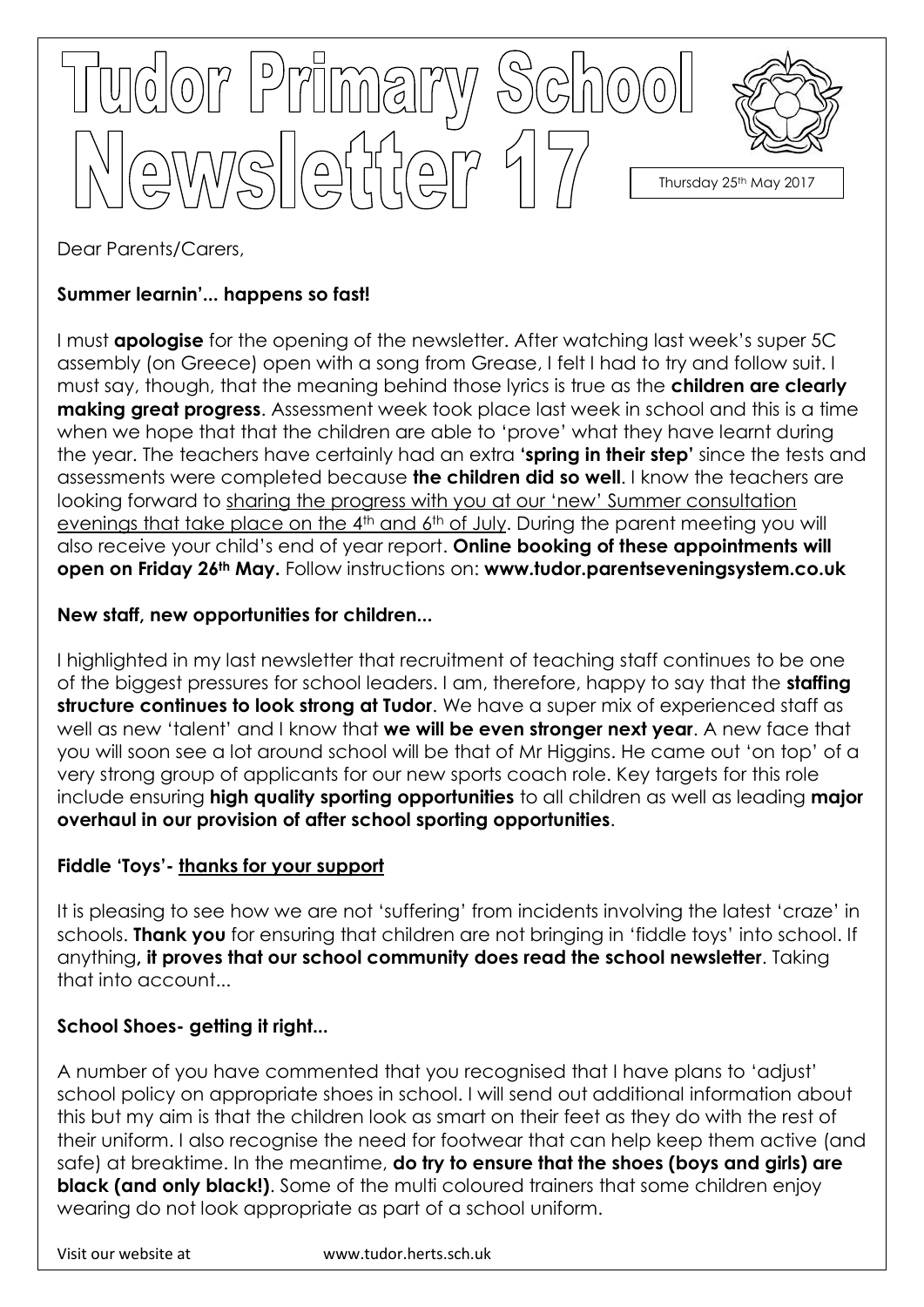# Tudor Primary School Newsletter 17

Thursday 25th May 2017

Dear Parents/Carers,

**Summer learnin'... happens so fast!**

I must **apologise** for the opening of the newsletter. After watching last week's super 5C assembly (on Greece) open with a song from Grease, I felt I had to try and follow suit. I must say, though, that the meaning behind those lyrics is true as the **children are clearly making great progress**. Assessment week took place last week in school and this is a time when we hope that that the children are able to 'prove' what they have learnt during the year. The teachers have certainly had an extra **'spring in their step'** since the tests and assessments were completed because **the children did so well**. I know the teachers are looking forward to sharing the progress with you at our 'new' Summer consultation evenings that take place on the 4th and 6th of July. During the parent meeting you will also receive your child's end of year report. **Online booking of these appointments will open on Friday 26th May.** Follow instructions on: **www.tudor.parentseveningsystem.co.uk**

**New staff, new opportunities for children...**

I highlighted in my last newsletter that recruitment of teaching staff continues to be one of the biggest pressures for school leaders. I am, therefore, happy to say that the **staffing structure continues to look strong at Tudor**. We have a super mix of experienced staff as well as new 'talent' and I know that **we will be even stronger next year**. A new face that you will soon see a lot around school will be that of Mr Higgins. He came out 'on top' of a very strong group of applicants for our new sports coach role. Key targets for this role include ensuring **high quality sporting opportunities** to all children as well as leading **major overhaul in our provision of after school sporting opportunities**.

**Fiddle 'Toys'- thanks for your support**

It is pleasing to see how we are not 'suffering' from incidents involving the latest 'craze' in schools. **Thank you** for ensuring that children are not bringing in 'fiddle toys' into school. If anything**, it proves that our school community does read the school newsletter**. Taking that into account...

**School Shoes- getting it right...**

A number of you have commented that you recognised that I have plans to 'adjust' school policy on appropriate shoes in school. I will send out additional information about this but my aim is that the children look as smart on their feet as they do with the rest of their uniform. I also recognise the need for footwear that can help keep them active (and safe) at breaktime. In the meantime, **do try to ensure that the shoes (boys and girls) are black (and only black!)**. Some of the multi coloured trainers that some children enjoy wearing do not look appropriate as part of a school uniform.

Visit our website at www.tudor.herts.sch.uk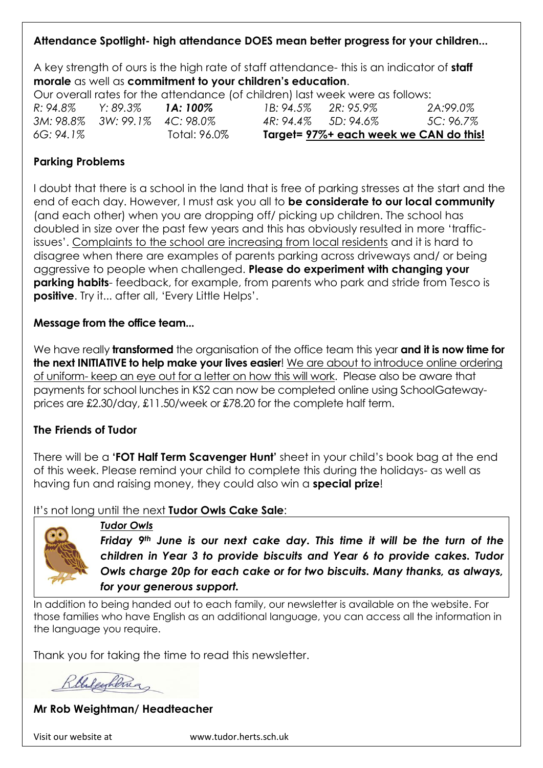**Attendance Spotlight- high attendance DOES mean better progress for your children...**

A key strength of ours is the high rate of staff attendance- this is an indicator of **staff morale** as well as **commitment to your children's education**.

Our overall rates for the attendance (of children) last week were as follows:

| | | | | | |
|---|---|---|---|---|---|
| *R: 94.8%* | *Y: 89.3%* | ***1A: 100%*** | *1B: 94.5%* | *2R: 95.9%* | *2A:99.0%* |
| *3M: 98.8%* | *3W: 99.1%* | *4C: 98.0%* | *4R: 94.4%* | *5D: 94.6%* | *5C: 96.7%* |
| *6G: 94.1%* | | Total: 96.0% | **Target= 97%+ each week we CAN do this!** | | |

**Parking Problems**

I doubt that there is a school in the land that is free of parking stresses at the start and the end of each day. However, I must ask you all to **be considerate to our local community** (and each other) when you are dropping off/ picking up children. The school has doubled in size over the past few years and this has obviously resulted in more 'traffic-issues'. Complaints to the school are increasing from local residents and it is hard to disagree when there are examples of parents parking across driveways and/ or being aggressive to people when challenged. **Please do experiment with changing your parking habits**- feedback, for example, from parents who park and stride from Tesco is **positive**. Try it... after all, 'Every Little Helps'.

**Message from the office team...**

We have really **transformed** the organisation of the office team this year **and it is now time for the next INITIATIVE to help make your lives easier**! We are about to introduce online ordering of uniform- keep an eye out for a letter on how this will work. Please also be aware that payments for school lunches in KS2 can now be completed online using SchoolGateway- prices are £2.30/day, £11.50/week or £78.20 for the complete half term.

**The Friends of Tudor**

There will be a **'FOT Half Term Scavenger Hunt'** sheet in your child's book bag at the end of this week. Please remind your child to complete this during the holidays- as well as having fun and raising money, they could also win a **special prize**!

It's not long until the next **Tudor Owls Cake Sale**:

***Tudor Owls***

***Friday 9th June is our next cake day. This time it will be the turn of the children in Year 3 to provide biscuits and Year 6 to provide cakes. Tudor Owls charge 20p for each cake or for two biscuits. Many thanks, as always, for your generous support.***

In addition to being handed out to each family, our newsletter is available on the website. For those families who have English as an additional language, you can access all the information in the language you require.

Thank you for taking the time to read this newsletter.

**Mr Rob Weightman/ Headteacher**

Visit our website at www.tudor.herts.sch.uk